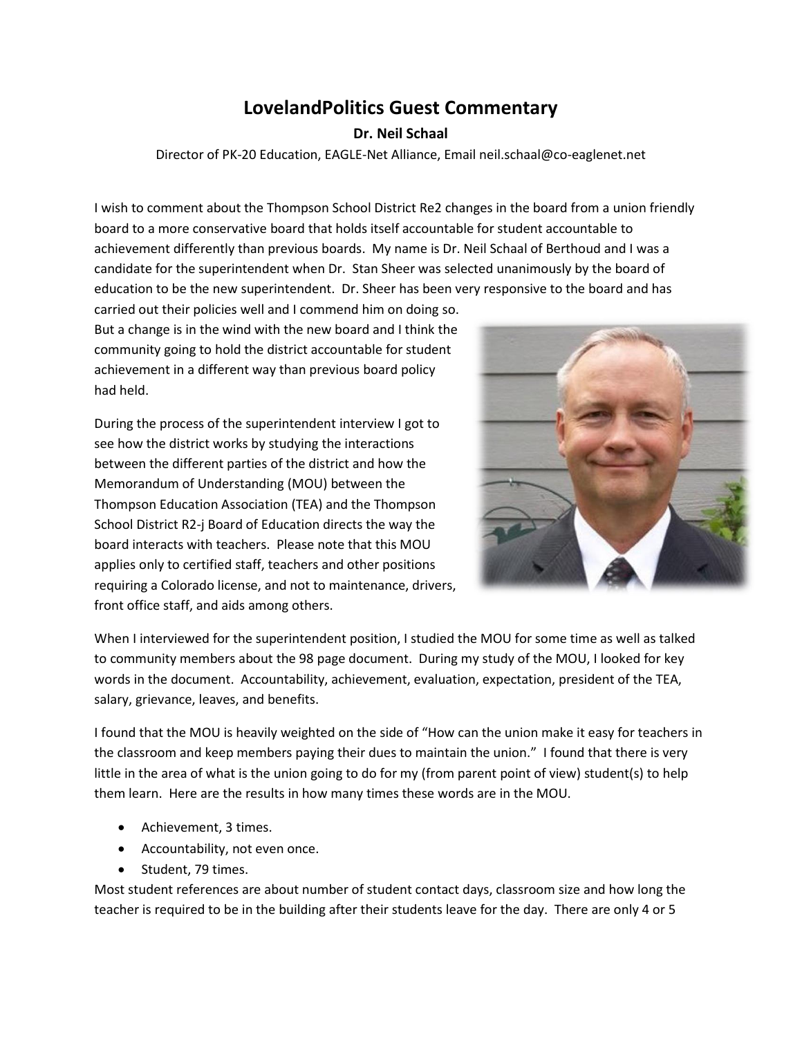# LovelandPolitics Guest Commentary

**Dr. Neil Schaal**

Director of PK-20 Education, EAGLE-Net Alliance, Email neil.schaal@co-eaglenet.net

I wish to comment about the Thompson School District Re2 changes in the board from a union friendly board to a more conservative board that holds itself accountable for student accountable to achievement differently than previous boards. My name is Dr. Neil Schaal of Berthoud and I was a candidate for the superintendent when Dr. Stan Sheer was selected unanimously by the board of education to be the new superintendent. Dr. Sheer has been very responsive to the board and has carried out their policies well and I commend him on doing so. But a change is in the wind with the new board and I think the community going to hold the district accountable for student achievement in a different way than previous board policy had held.

During the process of the superintendent interview I got to see how the district works by studying the interactions between the different parties of the district and how the Memorandum of Understanding (MOU) between the Thompson Education Association (TEA) and the Thompson School District R2-j Board of Education directs the way the board interacts with teachers. Please note that this MOU applies only to certified staff, teachers and other positions requiring a Colorado license, and not to maintenance, drivers, front office staff, and aids among others.

When I interviewed for the superintendent position, I studied the MOU for some time as well as talked to community members about the 98 page document. During my study of the MOU, I looked for key words in the document. Accountability, achievement, evaluation, expectation, president of the TEA, salary, grievance, leaves, and benefits.

I found that the MOU is heavily weighted on the side of "How can the union make it easy for teachers in the classroom and keep members paying their dues to maintain the union." I found that there is very little in the area of what is the union going to do for my (from parent point of view) student(s) to help them learn. Here are the results in how many times these words are in the MOU.

- Achievement, 3 times.
- Accountability, not even once.
- Student, 79 times.

Most student references are about number of student contact days, classroom size and how long the teacher is required to be in the building after their students leave for the day. There are only 4 or 5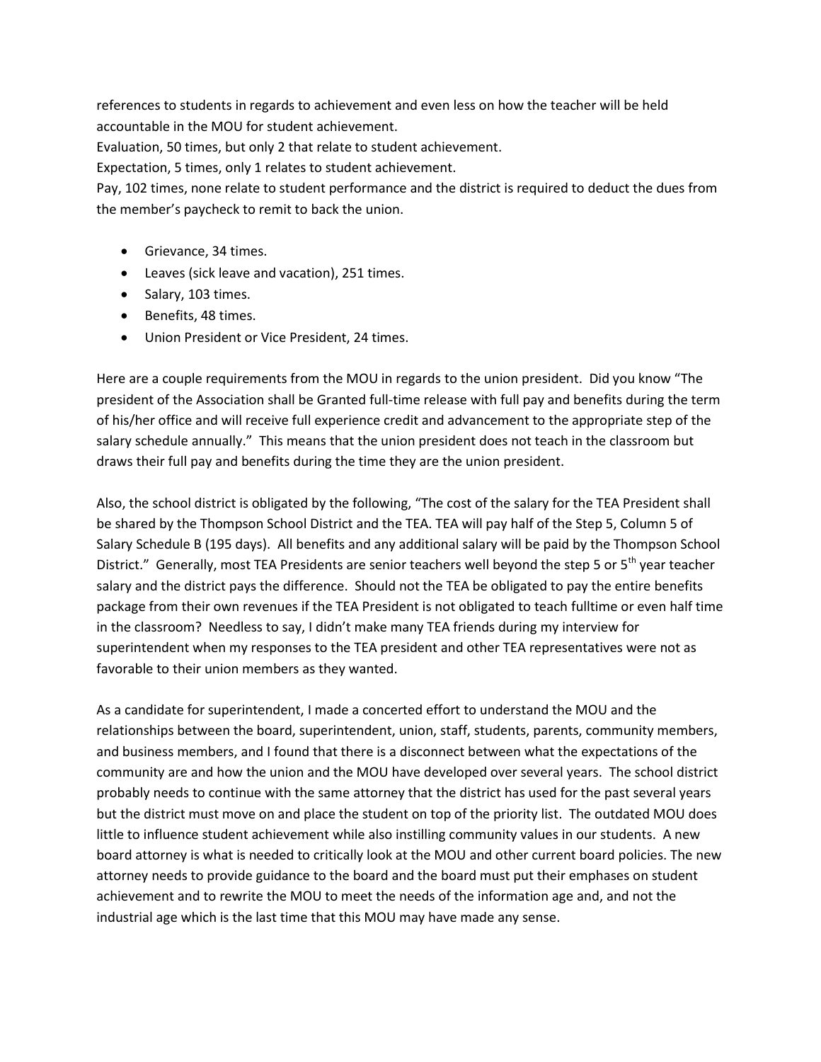references to students in regards to achievement and even less on how the teacher will be held accountable in the MOU for student achievement.

Evaluation, 50 times, but only 2 that relate to student achievement.

Expectation, 5 times, only 1 relates to student achievement.

Pay, 102 times, none relate to student performance and the district is required to deduct the dues from the member's paycheck to remit to back the union.

- Grievance, 34 times.
- Leaves (sick leave and vacation), 251 times.
- Salary, 103 times.
- Benefits, 48 times.
- Union President or Vice President, 24 times.

Here are a couple requirements from the MOU in regards to the union president. Did you know "The president of the Association shall be Granted full-time release with full pay and benefits during the term of his/her office and will receive full experience credit and advancement to the appropriate step of the salary schedule annually." This means that the union president does not teach in the classroom but draws their full pay and benefits during the time they are the union president.

Also, the school district is obligated by the following, "The cost of the salary for the TEA President shall be shared by the Thompson School District and the TEA. TEA will pay half of the Step 5, Column 5 of Salary Schedule B (195 days). All benefits and any additional salary will be paid by the Thompson School District." Generally, most TEA Presidents are senior teachers well beyond the step 5 or 5th year teacher salary and the district pays the difference. Should not the TEA be obligated to pay the entire benefits package from their own revenues if the TEA President is not obligated to teach fulltime or even half time in the classroom? Needless to say, I didn't make many TEA friends during my interview for superintendent when my responses to the TEA president and other TEA representatives were not as favorable to their union members as they wanted.

As a candidate for superintendent, I made a concerted effort to understand the MOU and the relationships between the board, superintendent, union, staff, students, parents, community members, and business members, and I found that there is a disconnect between what the expectations of the community are and how the union and the MOU have developed over several years. The school district probably needs to continue with the same attorney that the district has used for the past several years but the district must move on and place the student on top of the priority list. The outdated MOU does little to influence student achievement while also instilling community values in our students. A new board attorney is what is needed to critically look at the MOU and other current board policies. The new attorney needs to provide guidance to the board and the board must put their emphases on student achievement and to rewrite the MOU to meet the needs of the information age and, and not the industrial age which is the last time that this MOU may have made any sense.